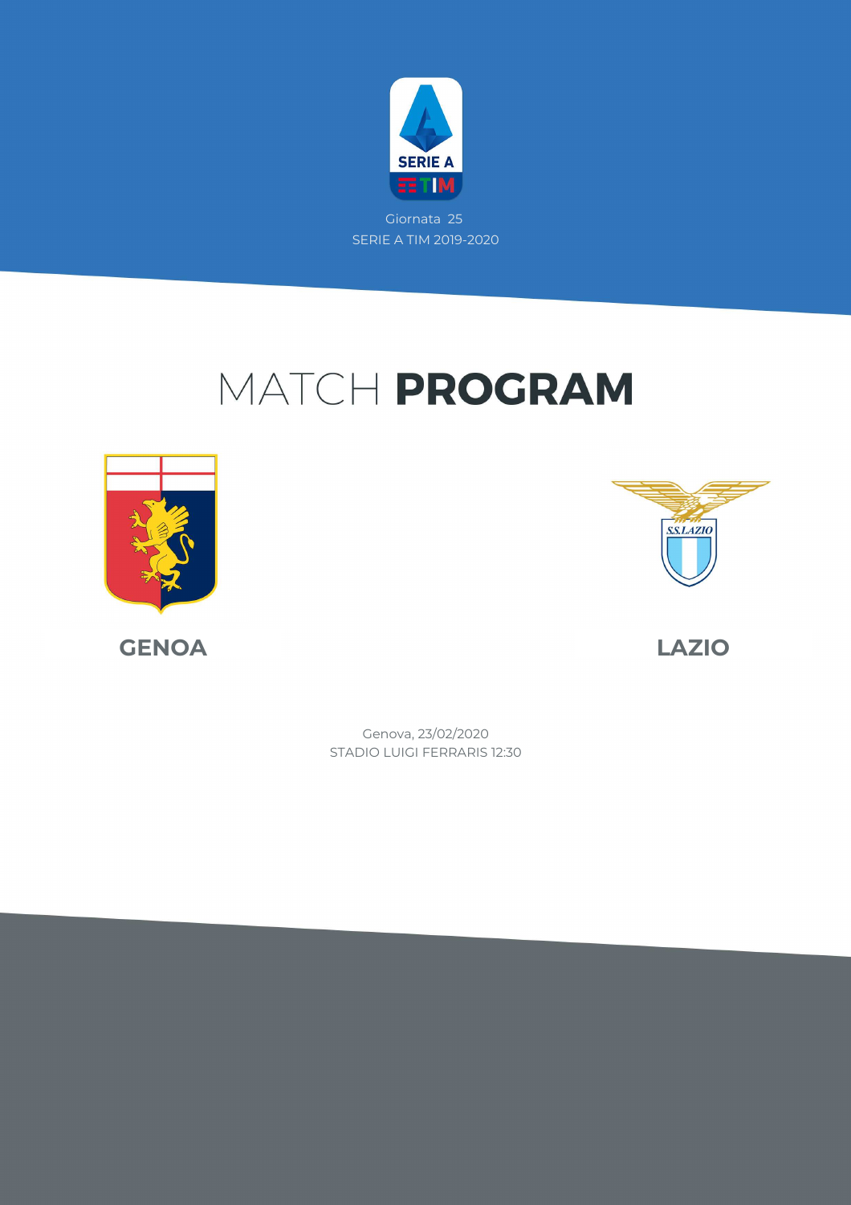Giornata 25

SERIE A TIM 2019-2020

# MATCH **PROGRAM**

**GENOA**

**LAZIO**

Genova, 23/02/2020

STADIO LUIGI FERRARIS 12:30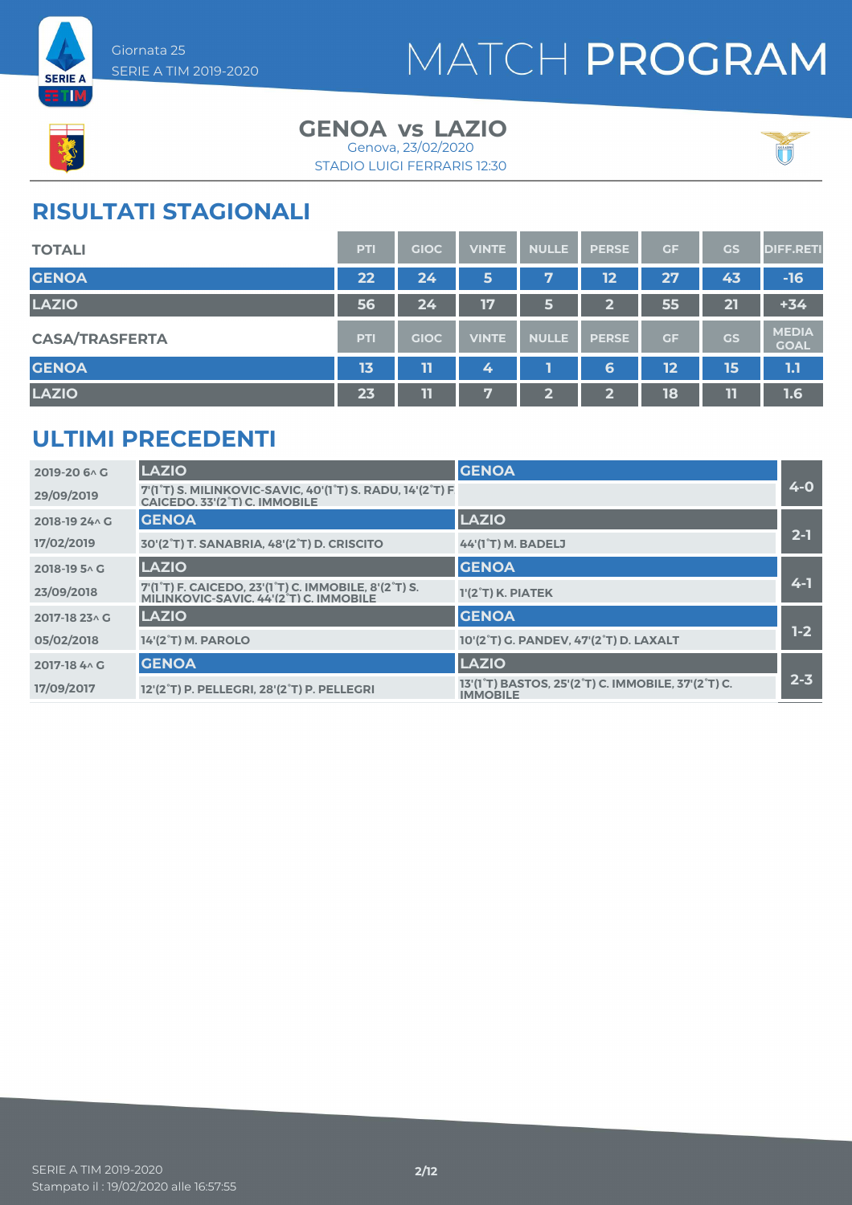Giornata 25
SERIE A TIM 2019-2020

# MATCH PROGRAM

## GENOA vs LAZIO

Genova, 23/02/2020
STADIO LUIGI FERRARIS 12:30

## RISULTATI STAGIONALI

| TOTALI | PTI | GIOC | VINTE | NULLE | PERSE | GF | GS | DIFF.RETI |
|---|---|---|---|---|---|---|---|---|
| GENOA | 22 | 24 | 5 | 7 | 12 | 27 | 43 | -16 |
| LAZIO | 56 | 24 | 17 | 5 | 2 | 55 | 21 | +34 |

| CASA/TRASFERTA | PTI | GIOC | VINTE | NULLE | PERSE | GF | GS | MEDIA GOAL |
|---|---|---|---|---|---|---|---|---|
| GENOA | 13 | 11 | 4 | 1 | 6 | 12 | 15 | 1.1 |
| LAZIO | 23 | 11 | 7 | 2 | 2 | 18 | 11 | 1.6 |

## ULTIMI PRECEDENTI

| Giornata / Data | Casa | Trasferta | Risultato |
|---|---|---|---|
| 2019-20 6^ G – 29/09/2019 | LAZIO: 7'(1°T) S. MILINKOVIC-SAVIC, 40'(1°T) S. RADU, 14'(2°T) F CAICEDO, 33'(2°T) C. IMMOBILE | GENOA | 4-0 |
| 2018-19 24^ G – 17/02/2019 | GENOA: 30'(2°T) T. SANABRIA, 48'(2°T) D. CRISCITO | LAZIO: 44'(1°T) M. BADELJ | 2-1 |
| 2018-19 5^ G – 23/09/2018 | LAZIO: 7'(1°T) F. CAICEDO, 23'(1°T) C. IMMOBILE, 8'(2°T) S. MILINKOVIC-SAVIC, 44'(2°T) C. IMMOBILE | GENOA: 1'(2°T) K. PIATEK | 4-1 |
| 2017-18 23^ G – 05/02/2018 | LAZIO: 14'(2°T) M. PAROLO | GENOA: 10'(2°T) G. PANDEV, 47'(2°T) D. LAXALT | 1-2 |
| 2017-18 4^ G – 17/09/2017 | GENOA: 12'(2°T) P. PELLEGRI, 28'(2°T) P. PELLEGRI | LAZIO: 13'(1°T) BASTOS, 25'(2°T) C. IMMOBILE, 37'(2°T) C. IMMOBILE | 2-3 |

SERIE A TIM 2019-2020
Stampato il : 19/02/2020 alle 16:57:55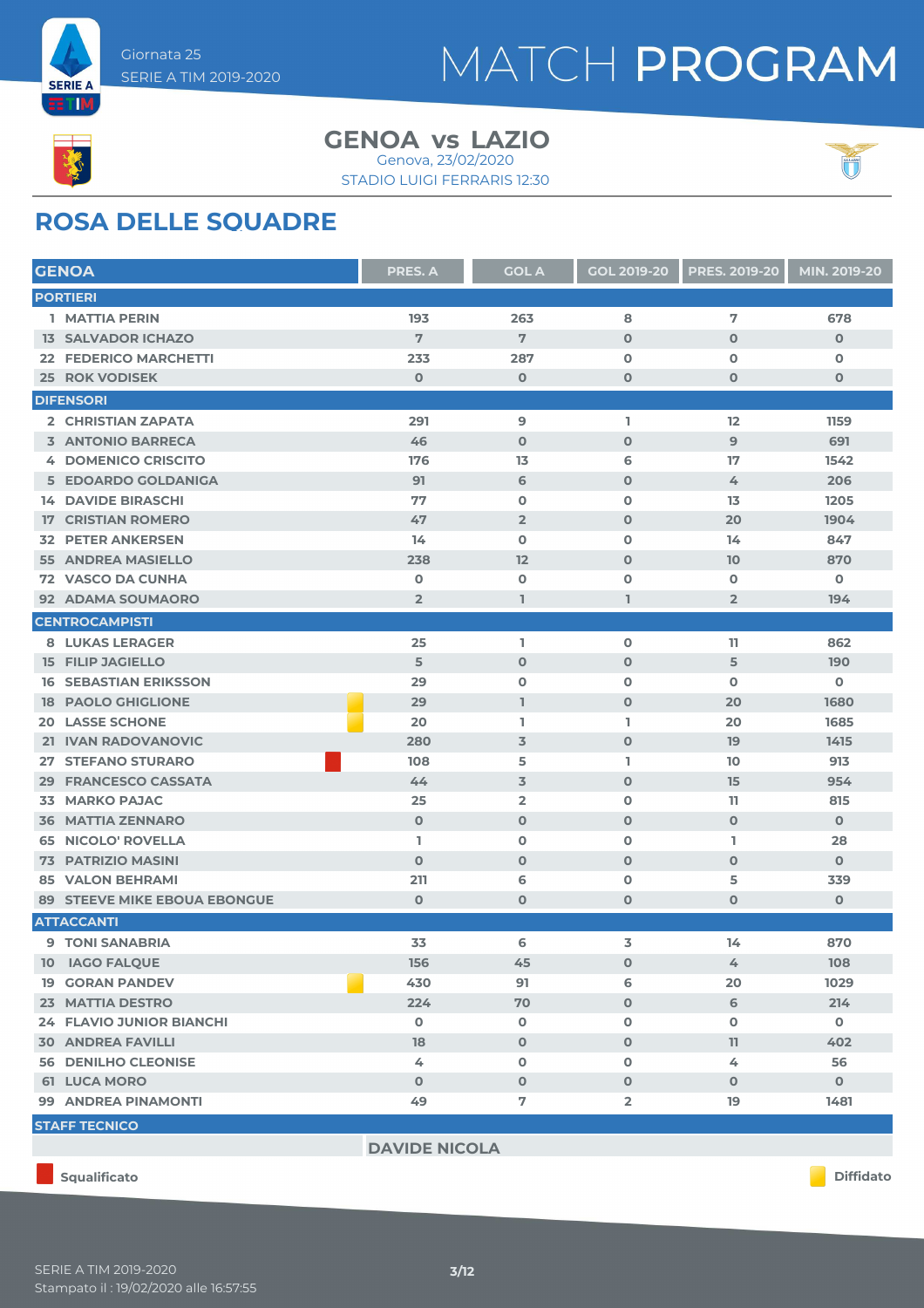Giornata 25
SERIE A TIM 2019-2020

# MATCH PROGRAM

## GENOA vs LAZIO

Genova, 23/02/2020
STADIO LUIGI FERRARIS 12:30

## ROSA DELLE SQUADRE

| GENOA | | PRES. A | GOL A | GOL 2019-20 | PRES. 2019-20 | MIN. 2019-20 |
|---|---|---|---|---|---|---|
| **PORTIERI** | | | | | | |
| 1 | MATTIA PERIN | 193 | 263 | 8 | 7 | 678 |
| 13 | SALVADOR ICHAZO | 7 | 7 | 0 | 0 | 0 |
| 22 | FEDERICO MARCHETTI | 233 | 287 | 0 | 0 | 0 |
| 25 | ROK VODISEK | 0 | 0 | 0 | 0 | 0 |
| **DIFENSORI** | | | | | | |
| 2 | CHRISTIAN ZAPATA | 291 | 9 | 1 | 12 | 1159 |
| 3 | ANTONIO BARRECA | 46 | 0 | 0 | 9 | 691 |
| 4 | DOMENICO CRISCITO | 176 | 13 | 6 | 17 | 1542 |
| 5 | EDOARDO GOLDANIGA | 91 | 6 | 0 | 4 | 206 |
| 14 | DAVIDE BIRASCHI | 77 | 0 | 0 | 13 | 1205 |
| 17 | CRISTIAN ROMERO | 47 | 2 | 0 | 20 | 1904 |
| 32 | PETER ANKERSEN | 14 | 0 | 0 | 14 | 847 |
| 55 | ANDREA MASIELLO | 238 | 12 | 0 | 10 | 870 |
| 72 | VASCO DA CUNHA | 0 | 0 | 0 | 0 | 0 |
| 92 | ADAMA SOUMAORO | 2 | 1 | 1 | 2 | 194 |
| **CENTROCAMPISTI** | | | | | | |
| 8 | LUKAS LERAGER | 25 | 1 | 0 | 11 | 862 |
| 15 | FILIP JAGIELLO | 5 | 0 | 0 | 5 | 190 |
| 16 | SEBASTIAN ERIKSSON | 29 | 0 | 0 | 0 | 0 |
| 18 | PAOLO GHIGLIONE (Diffidato) | 29 | 1 | 0 | 20 | 1680 |
| 20 | LASSE SCHONE (Diffidato) | 20 | 1 | 1 | 20 | 1685 |
| 21 | IVAN RADOVANOVIC | 280 | 3 | 0 | 19 | 1415 |
| 27 | STEFANO STURARO (Squalificato) | 108 | 5 | 1 | 10 | 913 |
| 29 | FRANCESCO CASSATA | 44 | 3 | 0 | 15 | 954 |
| 33 | MARKO PAJAC | 25 | 2 | 0 | 11 | 815 |
| 36 | MATTIA ZENNARO | 0 | 0 | 0 | 0 | 0 |
| 65 | NICOLO' ROVELLA | 1 | 0 | 0 | 1 | 28 |
| 73 | PATRIZIO MASINI | 0 | 0 | 0 | 0 | 0 |
| 85 | VALON BEHRAMI | 211 | 6 | 0 | 5 | 339 |
| 89 | STEEVE MIKE EBOUA EBONGUE | 0 | 0 | 0 | 0 | 0 |
| **ATTACCANTI** | | | | | | |
| 9 | TONI SANABRIA | 33 | 6 | 3 | 14 | 870 |
| 10 | IAGO FALQUE | 156 | 45 | 0 | 4 | 108 |
| 19 | GORAN PANDEV (Diffidato) | 430 | 91 | 6 | 20 | 1029 |
| 23 | MATTIA DESTRO | 224 | 70 | 0 | 6 | 214 |
| 24 | FLAVIO JUNIOR BIANCHI | 0 | 0 | 0 | 0 | 0 |
| 30 | ANDREA FAVILLI | 18 | 0 | 0 | 11 | 402 |
| 56 | DENILHO CLEONISE | 4 | 0 | 0 | 4 | 56 |
| 61 | LUCA MORO | 0 | 0 | 0 | 0 | 0 |
| 99 | ANDREA PINAMONTI | 49 | 7 | 2 | 19 | 1481 |

**STAFF TECNICO**

DAVIDE NICOLA

Squalificato — Diffidato

SERIE A TIM 2019-2020
Stampato il : 19/02/2020 alle 16:57:55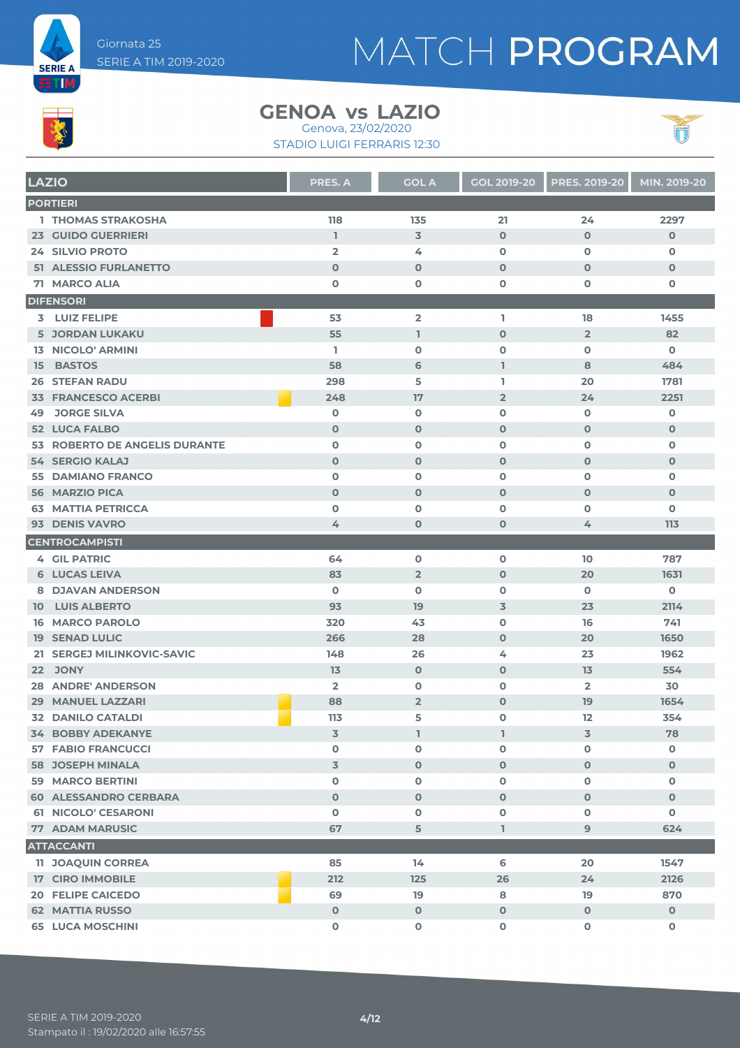Giornata 25
SERIE A TIM 2019-2020

# MATCH PROGRAM

## GENOA vs LAZIO

Genova, 23/02/2020
STADIO LUIGI FERRARIS 12:30

| LAZIO | PRES. A | GOL A | GOL 2019-20 | PRES. 2019-20 | MIN. 2019-20 |
|---|---|---|---|---|---|
| **PORTIERI** | | | | | |
| 1 THOMAS STRAKOSHA | 118 | 135 | 21 | 24 | 2297 |
| 23 GUIDO GUERRIERI | 1 | 3 | 0 | 0 | 0 |
| 24 SILVIO PROTO | 2 | 4 | 0 | 0 | 0 |
| 51 ALESSIO FURLANETTO | 0 | 0 | 0 | 0 | 0 |
| 71 MARCO ALIA | 0 | 0 | 0 | 0 | 0 |
| **DIFENSORI** | | | | | |
| 3 LUIZ FELIPE | 53 | 2 | 1 | 18 | 1455 |
| 5 JORDAN LUKAKU | 55 | 1 | 0 | 2 | 82 |
| 13 NICOLO' ARMINI | 1 | 0 | 0 | 0 | 0 |
| 15 BASTOS | 58 | 6 | 1 | 8 | 484 |
| 26 STEFAN RADU | 298 | 5 | 1 | 20 | 1781 |
| 33 FRANCESCO ACERBI | 248 | 17 | 2 | 24 | 2251 |
| 49 JORGE SILVA | 0 | 0 | 0 | 0 | 0 |
| 52 LUCA FALBO | 0 | 0 | 0 | 0 | 0 |
| 53 ROBERTO DE ANGELIS DURANTE | 0 | 0 | 0 | 0 | 0 |
| 54 SERGIO KALAJ | 0 | 0 | 0 | 0 | 0 |
| 55 DAMIANO FRANCO | 0 | 0 | 0 | 0 | 0 |
| 56 MARZIO PICA | 0 | 0 | 0 | 0 | 0 |
| 63 MATTIA PETRICCA | 0 | 0 | 0 | 0 | 0 |
| 93 DENIS VAVRO | 4 | 0 | 0 | 4 | 113 |
| **CENTROCAMPISTI** | | | | | |
| 4 GIL PATRIC | 64 | 0 | 0 | 10 | 787 |
| 6 LUCAS LEIVA | 83 | 2 | 0 | 20 | 1631 |
| 8 DJAVAN ANDERSON | 0 | 0 | 0 | 0 | 0 |
| 10 LUIS ALBERTO | 93 | 19 | 3 | 23 | 2114 |
| 16 MARCO PAROLO | 320 | 43 | 0 | 16 | 741 |
| 19 SENAD LULIC | 266 | 28 | 0 | 20 | 1650 |
| 21 SERGEJ MILINKOVIC-SAVIC | 148 | 26 | 4 | 23 | 1962 |
| 22 JONY | 13 | 0 | 0 | 13 | 554 |
| 28 ANDRE' ANDERSON | 2 | 0 | 0 | 2 | 30 |
| 29 MANUEL LAZZARI | 88 | 2 | 0 | 19 | 1654 |
| 32 DANILO CATALDI | 113 | 5 | 0 | 12 | 354 |
| 34 BOBBY ADEKANYE | 3 | 1 | 1 | 3 | 78 |
| 57 FABIO FRANCUCCI | 0 | 0 | 0 | 0 | 0 |
| 58 JOSEPH MINALA | 3 | 0 | 0 | 0 | 0 |
| 59 MARCO BERTINI | 0 | 0 | 0 | 0 | 0 |
| 60 ALESSANDRO CERBARA | 0 | 0 | 0 | 0 | 0 |
| 61 NICOLO' CESARONI | 0 | 0 | 0 | 0 | 0 |
| 77 ADAM MARUSIC | 67 | 5 | 1 | 9 | 624 |
| **ATTACCANTI** | | | | | |
| 11 JOAQUIN CORREA | 85 | 14 | 6 | 20 | 1547 |
| 17 CIRO IMMOBILE | 212 | 125 | 26 | 24 | 2126 |
| 20 FELIPE CAICEDO | 69 | 19 | 8 | 19 | 870 |
| 62 MATTIA RUSSO | 0 | 0 | 0 | 0 | 0 |
| 65 LUCA MOSCHINI | 0 | 0 | 0 | 0 | 0 |

SERIE A TIM 2019-2020
Stampato il : 19/02/2020 alle 16:57:55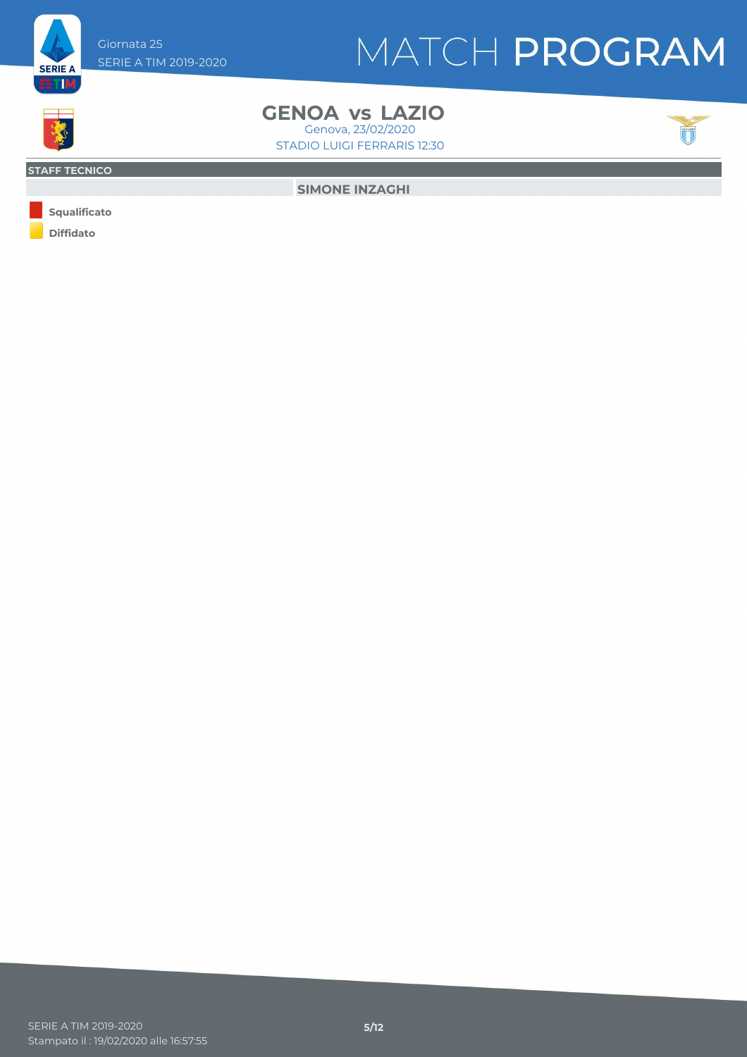Giornata 25
SERIE A TIM 2019-2020

# MATCH PROGRAM

## GENOA vs LAZIO

Genova, 23/02/2020
STADIO LUIGI FERRARIS 12:30

**STAFF TECNICO**

| | |
|---|---|
| | **SIMONE INZAGHI** |

**Squalificato**

**Diffidato**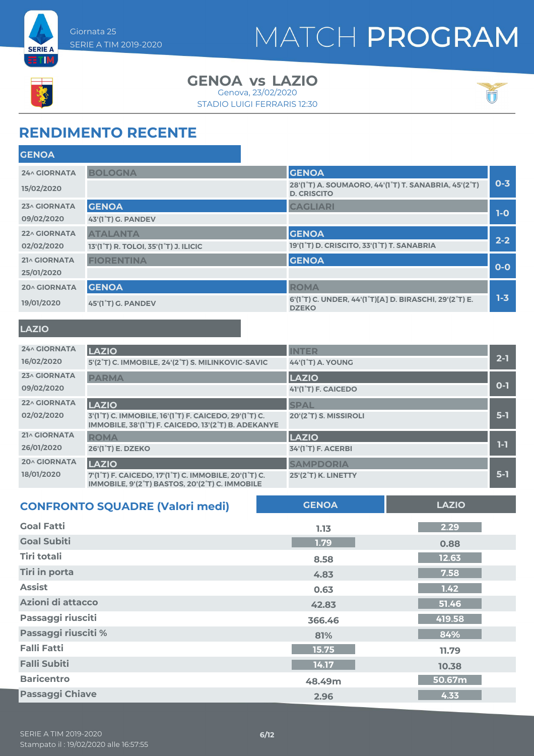Giornata 25
SERIE A TIM 2019-2020

# MATCH PROGRAM

## GENOA vs LAZIO

Genova, 23/02/2020
STADIO LUIGI FERRARIS 12:30

## RENDIMENTO RECENTE

### GENOA

| Giornata | Casa | Ospite | Risultato |
|---|---|---|---|
| 24^ GIORNATA 15/02/2020 | BOLOGNA | GENOA 28'(1°T) A. SOUMAORO, 44'(1°T) T. SANABRIA, 45'(2°T) D. CRISCITO | 0-3 |
| 23^ GIORNATA 09/02/2020 | GENOA 43'(1°T) G. PANDEV | CAGLIARI | 1-0 |
| 22^ GIORNATA 02/02/2020 | ATALANTA 13'(1°T) R. TOLOI, 35'(1°T) J. ILICIC | GENOA 19'(1°T) D. CRISCITO, 33'(1°T) T. SANABRIA | 2-2 |
| 21^ GIORNATA 25/01/2020 | FIORENTINA | GENOA | 0-0 |
| 20^ GIORNATA 19/01/2020 | GENOA 45'(1°T) G. PANDEV | ROMA 6'(1°T) C. UNDER, 44'(1°T)[A] D. BIRASCHI, 29'(2°T) E. DZEKO | 1-3 |

### LAZIO

| Giornata | Casa | Ospite | Risultato |
|---|---|---|---|
| 24^ GIORNATA 16/02/2020 | LAZIO 5'(2°T) C. IMMOBILE, 24'(2°T) S. MILINKOVIC-SAVIC | INTER 44'(1°T) A. YOUNG | 2-1 |
| 23^ GIORNATA 09/02/2020 | PARMA | LAZIO 41'(1°T) F. CAICEDO | 0-1 |
| 22^ GIORNATA 02/02/2020 | LAZIO 3'(1°T) C. IMMOBILE, 16'(1°T) F. CAICEDO, 29'(1°T) C. IMMOBILE, 38'(1°T) F. CAICEDO, 13'(2°T) B. ADEKANYE | SPAL 20'(2°T) S. MISSIROLI | 5-1 |
| 21^ GIORNATA 26/01/2020 | ROMA 26'(1°T) E. DZEKO | LAZIO 34'(1°T) F. ACERBI | 1-1 |
| 20^ GIORNATA 18/01/2020 | LAZIO 7'(1°T) F. CAICEDO, 17'(1°T) C. IMMOBILE, 20'(1°T) C. IMMOBILE, 9'(2°T) BASTOS, 20'(2°T) C. IMMOBILE | SAMPDORIA 25'(2°T) K. LINETTY | 5-1 |

## CONFRONTO SQUADRE (Valori medi)

| | GENOA | LAZIO |
|---|---|---|
| Goal Fatti | 1.13 | 2.29 |
| Goal Subiti | 1.79 | 0.88 |
| Tiri totali | 8.58 | 12.63 |
| Tiri in porta | 4.83 | 7.58 |
| Assist | 0.63 | 1.42 |
| Azioni di attacco | 42.83 | 51.46 |
| Passaggi riusciti | 366.46 | 419.58 |
| Passaggi riusciti % | 81% | 84% |
| Falli Fatti | 15.75 | 11.79 |
| Falli Subiti | 14.17 | 10.38 |
| Baricentro | 48.49m | 50.67m |
| Passaggi Chiave | 2.96 | 4.33 |

SERIE A TIM 2019-2020
Stampato il : 19/02/2020 alle 16:57:55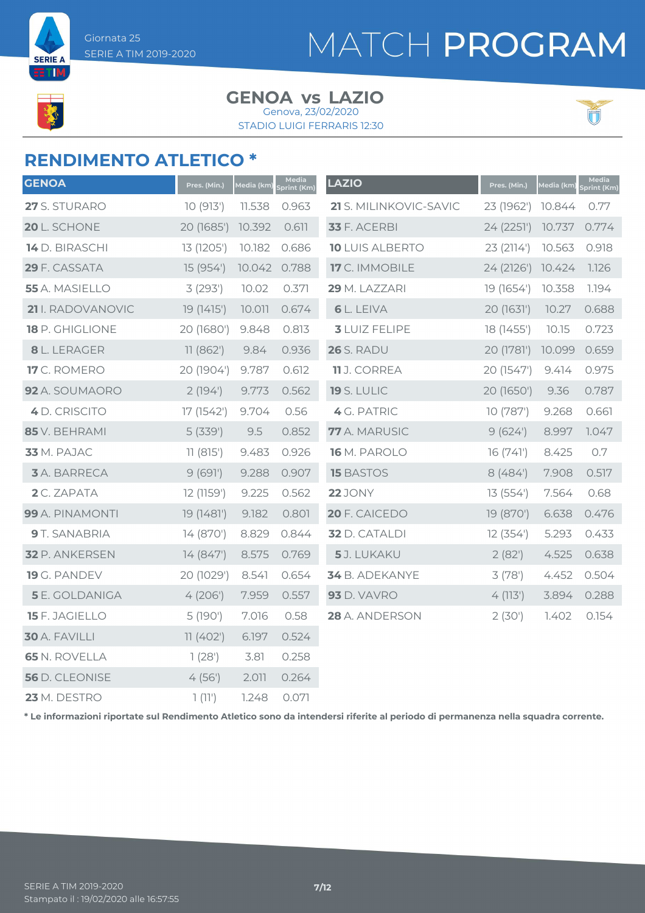Giornata 25
SERIE A TIM 2019-2020

# MATCH PROGRAM

**GENOA vs LAZIO**
Genova, 23/02/2020
STADIO LUIGI FERRARIS 12:30

## RENDIMENTO ATLETICO *

| GENOA | Pres. (Min.) | Media (km) | Media Sprint (Km) |
|---|---|---|---|
| **27** S. STURARO | 10 (913') | 11.538 | 0.963 |
| **20** L. SCHONE | 20 (1685') | 10.392 | 0.611 |
| **14** D. BIRASCHI | 13 (1205') | 10.182 | 0.686 |
| **29** F. CASSATA | 15 (954') | 10.042 | 0.788 |
| **55** A. MASIELLO | 3 (293') | 10.02 | 0.371 |
| **21** I. RADOVANOVIC | 19 (1415') | 10.011 | 0.674 |
| **18** P. GHIGLIONE | 20 (1680') | 9.848 | 0.813 |
| **8** L. LERAGER | 11 (862') | 9.84 | 0.936 |
| **17** C. ROMERO | 20 (1904') | 9.787 | 0.612 |
| **92** A. SOUMAORO | 2 (194') | 9.773 | 0.562 |
| **4** D. CRISCITO | 17 (1542') | 9.704 | 0.56 |
| **85** V. BEHRAMI | 5 (339') | 9.5 | 0.852 |
| **33** M. PAJAC | 11 (815') | 9.483 | 0.926 |
| **3** A. BARRECA | 9 (691') | 9.288 | 0.907 |
| **2** C. ZAPATA | 12 (1159') | 9.225 | 0.562 |
| **99** A. PINAMONTI | 19 (1481') | 9.182 | 0.801 |
| **9** T. SANABRIA | 14 (870') | 8.829 | 0.844 |
| **32** P. ANKERSEN | 14 (847') | 8.575 | 0.769 |
| **19** G. PANDEV | 20 (1029') | 8.541 | 0.654 |
| **5** E. GOLDANIGA | 4 (206') | 7.959 | 0.557 |
| **15** F. JAGIELLO | 5 (190') | 7.016 | 0.58 |
| **30** A. FAVILLI | 11 (402') | 6.197 | 0.524 |
| **65** N. ROVELLA | 1 (28') | 3.81 | 0.258 |
| **56** D. CLEONISE | 4 (56') | 2.011 | 0.264 |
| **23** M. DESTRO | 1 (11') | 1.248 | 0.071 |

| LAZIO | Pres. (Min.) | Media (km) | Media Sprint (Km) |
|---|---|---|---|
| **21** S. MILINKOVIC-SAVIC | 23 (1962') | 10.844 | 0.77 |
| **33** F. ACERBI | 24 (2251') | 10.737 | 0.774 |
| **10** LUIS ALBERTO | 23 (2114') | 10.563 | 0.918 |
| **17** C. IMMOBILE | 24 (2126') | 10.424 | 1.126 |
| **29** M. LAZZARI | 19 (1654') | 10.358 | 1.194 |
| **6** L. LEIVA | 20 (1631') | 10.27 | 0.688 |
| **3** LUIZ FELIPE | 18 (1455') | 10.15 | 0.723 |
| **26** S. RADU | 20 (1781') | 10.099 | 0.659 |
| **11** J. CORREA | 20 (1547') | 9.414 | 0.975 |
| **19** S. LULIC | 20 (1650') | 9.36 | 0.787 |
| **4** G. PATRIC | 10 (787') | 9.268 | 0.661 |
| **77** A. MARUSIC | 9 (624') | 8.997 | 1.047 |
| **16** M. PAROLO | 16 (741') | 8.425 | 0.7 |
| **15** BASTOS | 8 (484') | 7.908 | 0.517 |
| **22** JONY | 13 (554') | 7.564 | 0.68 |
| **20** F. CAICEDO | 19 (870') | 6.638 | 0.476 |
| **32** D. CATALDI | 12 (354') | 5.293 | 0.433 |
| **5** J. LUKAKU | 2 (82') | 4.525 | 0.638 |
| **34** B. ADEKANYE | 3 (78') | 4.452 | 0.504 |
| **93** D. VAVRO | 4 (113') | 3.894 | 0.288 |
| **28** A. ANDERSON | 2 (30') | 1.402 | 0.154 |

**\* Le informazioni riportate sul Rendimento Atletico sono da intendersi riferite al periodo di permanenza nella squadra corrente.**

SERIE A TIM 2019-2020
Stampato il : 19/02/2020 alle 16:57:55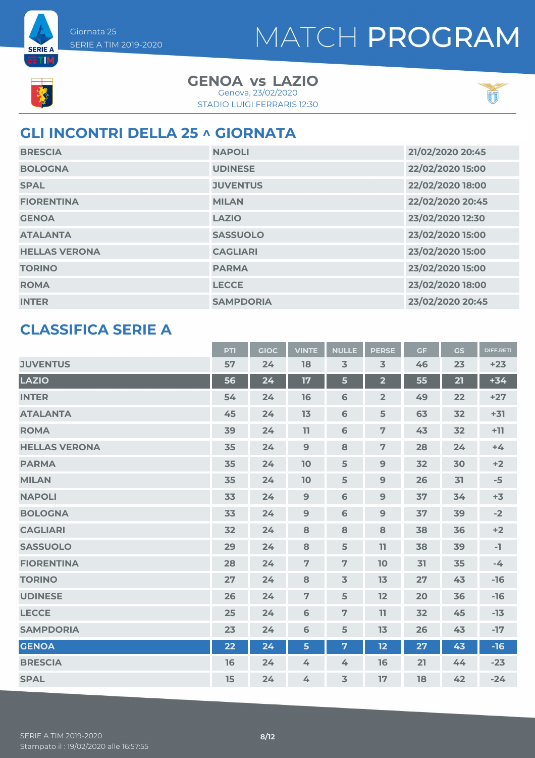Giornata 25
SERIE A TIM 2019-2020

# MATCH PROGRAM

**GENOA vs LAZIO**
Genova, 23/02/2020
STADIO LUIGI FERRARIS 12:30

## GLI INCONTRI DELLA 25 ^ GIORNATA

| | | |
|---|---|---|
| BRESCIA | NAPOLI | 21/02/2020 20:45 |
| BOLOGNA | UDINESE | 22/02/2020 15:00 |
| SPAL | JUVENTUS | 22/02/2020 18:00 |
| FIORENTINA | MILAN | 22/02/2020 20:45 |
| GENOA | LAZIO | 23/02/2020 12:30 |
| ATALANTA | SASSUOLO | 23/02/2020 15:00 |
| HELLAS VERONA | CAGLIARI | 23/02/2020 15:00 |
| TORINO | PARMA | 23/02/2020 15:00 |
| ROMA | LECCE | 23/02/2020 18:00 |
| INTER | SAMPDORIA | 23/02/2020 20:45 |

## CLASSIFICA SERIE A

| | PTI | GIOC | VINTE | NULLE | PERSE | GF | GS | DIFF.RETI |
|---|---|---|---|---|---|---|---|---|
| JUVENTUS | 57 | 24 | 18 | 3 | 3 | 46 | 23 | +23 |
| LAZIO | 56 | 24 | 17 | 5 | 2 | 55 | 21 | +34 |
| INTER | 54 | 24 | 16 | 6 | 2 | 49 | 22 | +27 |
| ATALANTA | 45 | 24 | 13 | 6 | 5 | 63 | 32 | +31 |
| ROMA | 39 | 24 | 11 | 6 | 7 | 43 | 32 | +11 |
| HELLAS VERONA | 35 | 24 | 9 | 8 | 7 | 28 | 24 | +4 |
| PARMA | 35 | 24 | 10 | 5 | 9 | 32 | 30 | +2 |
| MILAN | 35 | 24 | 10 | 5 | 9 | 26 | 31 | -5 |
| NAPOLI | 33 | 24 | 9 | 6 | 9 | 37 | 34 | +3 |
| BOLOGNA | 33 | 24 | 9 | 6 | 9 | 37 | 39 | -2 |
| CAGLIARI | 32 | 24 | 8 | 8 | 8 | 38 | 36 | +2 |
| SASSUOLO | 29 | 24 | 8 | 5 | 11 | 38 | 39 | -1 |
| FIORENTINA | 28 | 24 | 7 | 7 | 10 | 31 | 35 | -4 |
| TORINO | 27 | 24 | 8 | 3 | 13 | 27 | 43 | -16 |
| UDINESE | 26 | 24 | 7 | 5 | 12 | 20 | 36 | -16 |
| LECCE | 25 | 24 | 6 | 7 | 11 | 32 | 45 | -13 |
| SAMPDORIA | 23 | 24 | 6 | 5 | 13 | 26 | 43 | -17 |
| GENOA | 22 | 24 | 5 | 7 | 12 | 27 | 43 | -16 |
| BRESCIA | 16 | 24 | 4 | 4 | 16 | 21 | 44 | -23 |
| SPAL | 15 | 24 | 4 | 3 | 17 | 18 | 42 | -24 |

SERIE A TIM 2019-2020
Stampato il : 19/02/2020 alle 16:57:55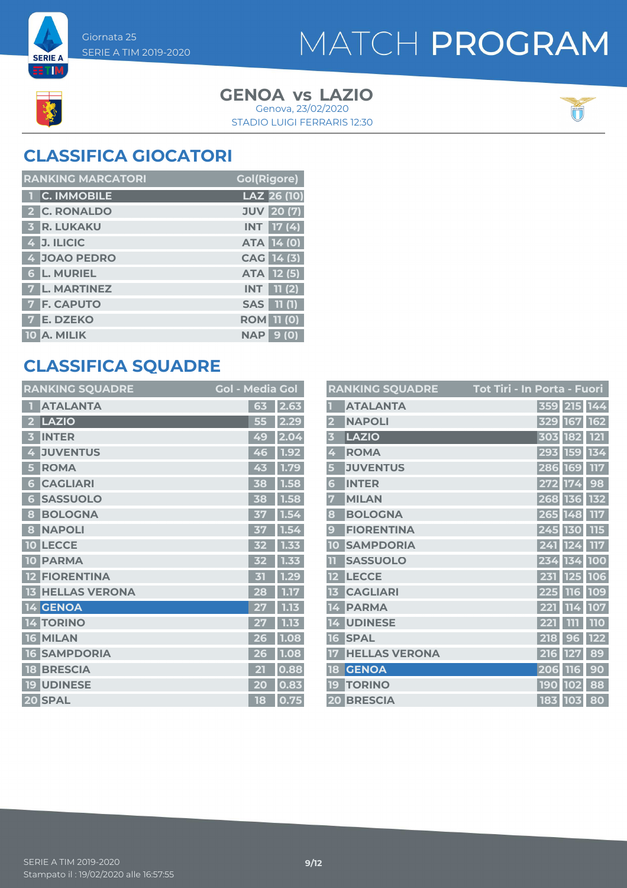Giornata 25
SERIE A TIM 2019-2020

# MATCH PROGRAM

**GENOA vs LAZIO**
Genova, 23/02/2020
STADIO LUIGI FERRARIS 12:30

## CLASSIFICA GIOCATORI

| RANKING MARCATORI | | | Gol(Rigore) |
|---|---|---|---|
| 1 | C. IMMOBILE | LAZ | 26 (10) |
| 2 | C. RONALDO | JUV | 20 (7) |
| 3 | R. LUKAKU | INT | 17 (4) |
| 4 | J. ILICIC | ATA | 14 (0) |
| 4 | JOAO PEDRO | CAG | 14 (3) |
| 6 | L. MURIEL | ATA | 12 (5) |
| 7 | L. MARTINEZ | INT | 11 (2) |
| 7 | F. CAPUTO | SAS | 11 (1) |
| 7 | E. DZEKO | ROM | 11 (0) |
| 10 | A. MILIK | NAP | 9 (0) |

## CLASSIFICA SQUADRE

| RANKING SQUADRE | | Gol | Media Gol |
|---|---|---|---|
| 1 | ATALANTA | 63 | 2.63 |
| 2 | LAZIO | 55 | 2.29 |
| 3 | INTER | 49 | 2.04 |
| 4 | JUVENTUS | 46 | 1.92 |
| 5 | ROMA | 43 | 1.79 |
| 6 | CAGLIARI | 38 | 1.58 |
| 6 | SASSUOLO | 38 | 1.58 |
| 8 | BOLOGNA | 37 | 1.54 |
| 8 | NAPOLI | 37 | 1.54 |
| 10 | LECCE | 32 | 1.33 |
| 10 | PARMA | 32 | 1.33 |
| 12 | FIORENTINA | 31 | 1.29 |
| 13 | HELLAS VERONA | 28 | 1.17 |
| 14 | GENOA | 27 | 1.13 |
| 14 | TORINO | 27 | 1.13 |
| 16 | MILAN | 26 | 1.08 |
| 16 | SAMPDORIA | 26 | 1.08 |
| 18 | BRESCIA | 21 | 0.88 |
| 19 | UDINESE | 20 | 0.83 |
| 20 | SPAL | 18 | 0.75 |

| RANKING SQUADRE | | Tot Tiri | In Porta | Fuori |
|---|---|---|---|---|
| 1 | ATALANTA | 359 | 215 | 144 |
| 2 | NAPOLI | 329 | 167 | 162 |
| 3 | LAZIO | 303 | 182 | 121 |
| 4 | ROMA | 293 | 159 | 134 |
| 5 | JUVENTUS | 286 | 169 | 117 |
| 6 | INTER | 272 | 174 | 98 |
| 7 | MILAN | 268 | 136 | 132 |
| 8 | BOLOGNA | 265 | 148 | 117 |
| 9 | FIORENTINA | 245 | 130 | 115 |
| 10 | SAMPDORIA | 241 | 124 | 117 |
| 11 | SASSUOLO | 234 | 134 | 100 |
| 12 | LECCE | 231 | 125 | 106 |
| 13 | CAGLIARI | 225 | 116 | 109 |
| 14 | PARMA | 221 | 114 | 107 |
| 14 | UDINESE | 221 | 111 | 110 |
| 16 | SPAL | 218 | 96 | 122 |
| 17 | HELLAS VERONA | 216 | 127 | 89 |
| 18 | GENOA | 206 | 116 | 90 |
| 19 | TORINO | 190 | 102 | 88 |
| 20 | BRESCIA | 183 | 103 | 80 |

SERIE A TIM 2019-2020
Stampato il : 19/02/2020 alle 16:57:55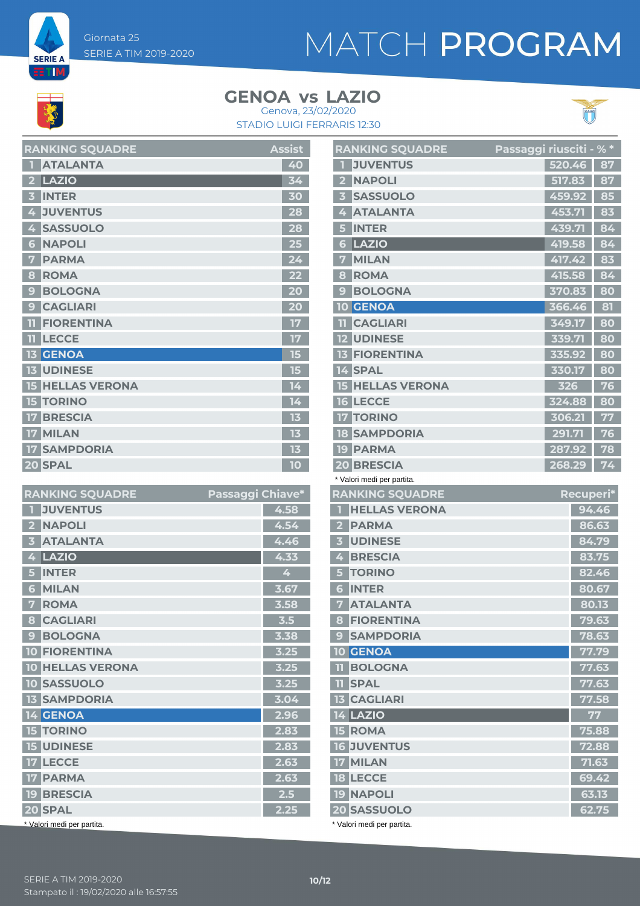Giornata 25

SERIE A TIM 2019-2020

# MATCH PROGRAM

## GENOA vs LAZIO

Genova, 23/02/2020

STADIO LUIGI FERRARIS 12:30

| RANKING SQUADRE | | Assist |
|---|---|---|
| 1 | ATALANTA | 40 |
| 2 | LAZIO | 34 |
| 3 | INTER | 30 |
| 4 | JUVENTUS | 28 |
| 4 | SASSUOLO | 28 |
| 6 | NAPOLI | 25 |
| 7 | PARMA | 24 |
| 8 | ROMA | 22 |
| 9 | BOLOGNA | 20 |
| 9 | CAGLIARI | 20 |
| 11 | FIORENTINA | 17 |
| 11 | LECCE | 17 |
| 13 | GENOA | 15 |
| 13 | UDINESE | 15 |
| 15 | HELLAS VERONA | 14 |
| 15 | TORINO | 14 |
| 17 | BRESCIA | 13 |
| 17 | MILAN | 13 |
| 17 | SAMPDORIA | 13 |
| 20 | SPAL | 10 |

| RANKING SQUADRE | | Passaggi riusciti | % * |
|---|---|---|---|
| 1 | JUVENTUS | 520.46 | 87 |
| 2 | NAPOLI | 517.83 | 87 |
| 3 | SASSUOLO | 459.92 | 85 |
| 4 | ATALANTA | 453.71 | 83 |
| 5 | INTER | 439.71 | 84 |
| 6 | LAZIO | 419.58 | 84 |
| 7 | MILAN | 417.42 | 83 |
| 8 | ROMA | 415.58 | 84 |
| 9 | BOLOGNA | 370.83 | 80 |
| 10 | GENOA | 366.46 | 81 |
| 11 | CAGLIARI | 349.17 | 80 |
| 12 | UDINESE | 339.71 | 80 |
| 13 | FIORENTINA | 335.92 | 80 |
| 14 | SPAL | 330.17 | 80 |
| 15 | HELLAS VERONA | 326 | 76 |
| 16 | LECCE | 324.88 | 80 |
| 17 | TORINO | 306.21 | 77 |
| 18 | SAMPDORIA | 291.71 | 76 |
| 19 | PARMA | 287.92 | 78 |
| 20 | BRESCIA | 268.29 | 74 |

\* Valori medi per partita.

| RANKING SQUADRE | | Passaggi Chiave* |
|---|---|---|
| 1 | JUVENTUS | 4.58 |
| 2 | NAPOLI | 4.54 |
| 3 | ATALANTA | 4.46 |
| 4 | LAZIO | 4.33 |
| 5 | INTER | 4 |
| 6 | MILAN | 3.67 |
| 7 | ROMA | 3.58 |
| 8 | CAGLIARI | 3.5 |
| 9 | BOLOGNA | 3.38 |
| 10 | FIORENTINA | 3.25 |
| 10 | HELLAS VERONA | 3.25 |
| 10 | SASSUOLO | 3.25 |
| 13 | SAMPDORIA | 3.04 |
| 14 | GENOA | 2.96 |
| 15 | TORINO | 2.83 |
| 15 | UDINESE | 2.83 |
| 17 | LECCE | 2.63 |
| 17 | PARMA | 2.63 |
| 19 | BRESCIA | 2.5 |
| 20 | SPAL | 2.25 |

\* Valori medi per partita.

| RANKING SQUADRE | | Recuperi* |
|---|---|---|
| 1 | HELLAS VERONA | 94.46 |
| 2 | PARMA | 86.63 |
| 3 | UDINESE | 84.79 |
| 4 | BRESCIA | 83.75 |
| 5 | TORINO | 82.46 |
| 6 | INTER | 80.67 |
| 7 | ATALANTA | 80.13 |
| 8 | FIORENTINA | 79.63 |
| 9 | SAMPDORIA | 78.63 |
| 10 | GENOA | 77.79 |
| 11 | BOLOGNA | 77.63 |
| 11 | SPAL | 77.63 |
| 13 | CAGLIARI | 77.58 |
| 14 | LAZIO | 77 |
| 15 | ROMA | 75.88 |
| 16 | JUVENTUS | 72.88 |
| 17 | MILAN | 71.63 |
| 18 | LECCE | 69.42 |
| 19 | NAPOLI | 63.13 |
| 20 | SASSUOLO | 62.75 |

\* Valori medi per partita.

SERIE A TIM 2019-2020

Stampato il : 19/02/2020 alle 16:57:55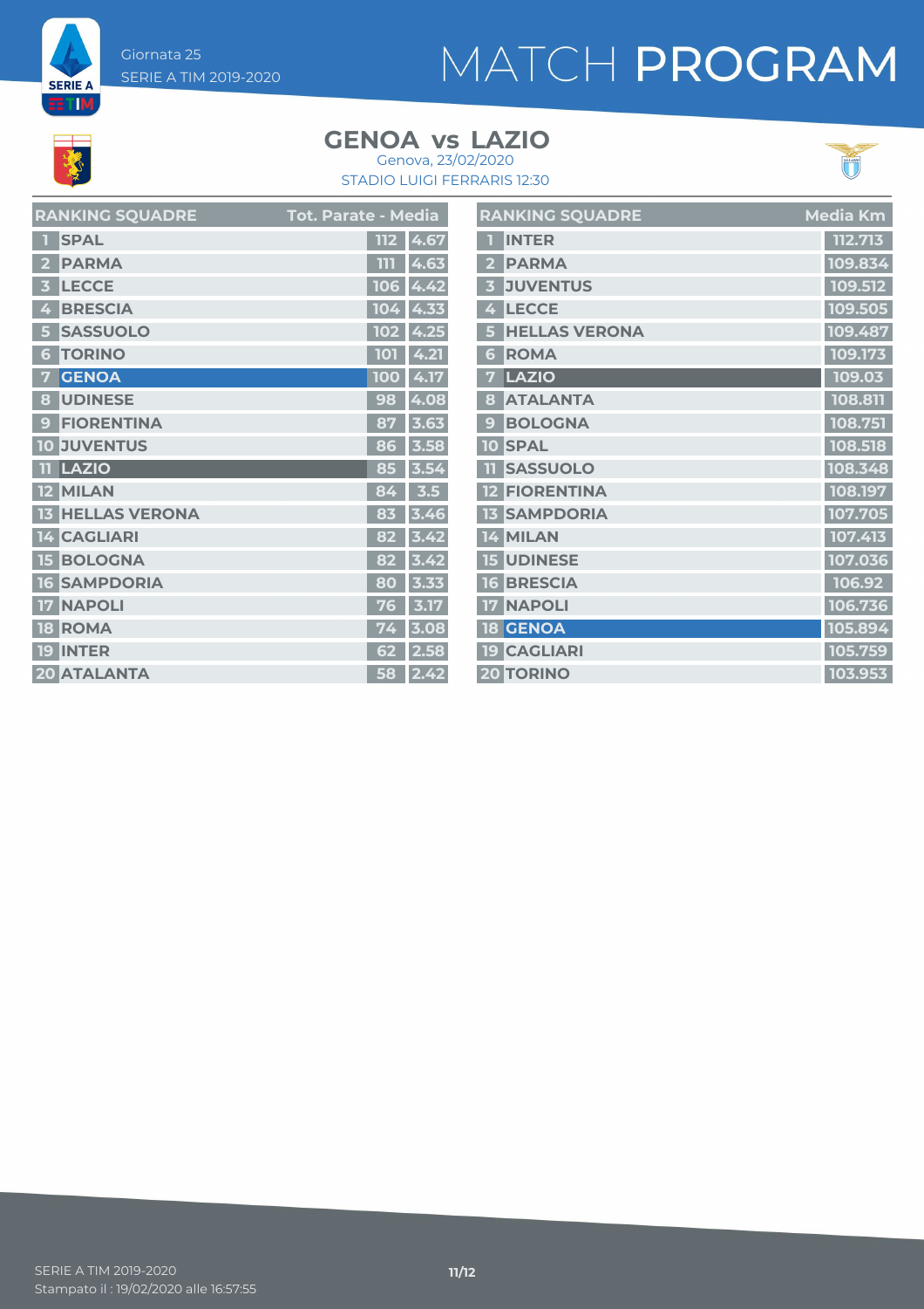# MATCH PROGRAM

Giornata 25
SERIE A TIM 2019-2020

## GENOA vs LAZIO

Genova, 23/02/2020
STADIO LUIGI FERRARIS 12:30

| RANKING SQUADRE | | Tot. Parate | Media |
|---|---|---|---|
| 1 | SPAL | 112 | 4.67 |
| 2 | PARMA | 111 | 4.63 |
| 3 | LECCE | 106 | 4.42 |
| 4 | BRESCIA | 104 | 4.33 |
| 5 | SASSUOLO | 102 | 4.25 |
| 6 | TORINO | 101 | 4.21 |
| 7 | GENOA | 100 | 4.17 |
| 8 | UDINESE | 98 | 4.08 |
| 9 | FIORENTINA | 87 | 3.63 |
| 10 | JUVENTUS | 86 | 3.58 |
| 11 | LAZIO | 85 | 3.54 |
| 12 | MILAN | 84 | 3.5 |
| 13 | HELLAS VERONA | 83 | 3.46 |
| 14 | CAGLIARI | 82 | 3.42 |
| 15 | BOLOGNA | 82 | 3.42 |
| 16 | SAMPDORIA | 80 | 3.33 |
| 17 | NAPOLI | 76 | 3.17 |
| 18 | ROMA | 74 | 3.08 |
| 19 | INTER | 62 | 2.58 |
| 20 | ATALANTA | 58 | 2.42 |

| RANKING SQUADRE | | Media Km |
|---|---|---|
| 1 | INTER | 112.713 |
| 2 | PARMA | 109.834 |
| 3 | JUVENTUS | 109.512 |
| 4 | LECCE | 109.505 |
| 5 | HELLAS VERONA | 109.487 |
| 6 | ROMA | 109.173 |
| 7 | LAZIO | 109.03 |
| 8 | ATALANTA | 108.811 |
| 9 | BOLOGNA | 108.751 |
| 10 | SPAL | 108.518 |
| 11 | SASSUOLO | 108.348 |
| 12 | FIORENTINA | 108.197 |
| 13 | SAMPDORIA | 107.705 |
| 14 | MILAN | 107.413 |
| 15 | UDINESE | 107.036 |
| 16 | BRESCIA | 106.92 |
| 17 | NAPOLI | 106.736 |
| 18 | GENOA | 105.894 |
| 19 | CAGLIARI | 105.759 |
| 20 | TORINO | 103.953 |

SERIE A TIM 2019-2020
Stampato il : 19/02/2020 alle 16:57:55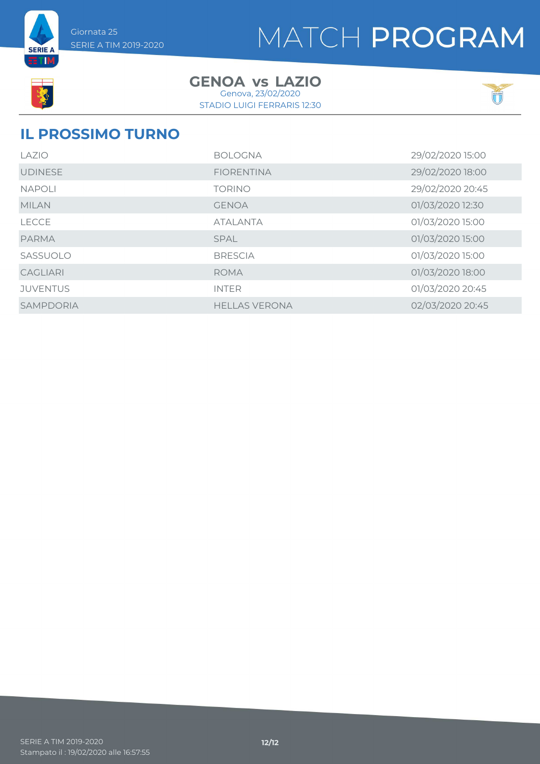Giornata 25
SERIE A TIM 2019-2020

# MATCH PROGRAM

**GENOA vs LAZIO**
Genova, 23/02/2020
STADIO LUIGI FERRARIS 12:30

## IL PROSSIMO TURNO

| | | |
|---|---|---|
| LAZIO | BOLOGNA | 29/02/2020 15:00 |
| UDINESE | FIORENTINA | 29/02/2020 18:00 |
| NAPOLI | TORINO | 29/02/2020 20:45 |
| MILAN | GENOA | 01/03/2020 12:30 |
| LECCE | ATALANTA | 01/03/2020 15:00 |
| PARMA | SPAL | 01/03/2020 15:00 |
| SASSUOLO | BRESCIA | 01/03/2020 15:00 |
| CAGLIARI | ROMA | 01/03/2020 18:00 |
| JUVENTUS | INTER | 01/03/2020 20:45 |
| SAMPDORIA | HELLAS VERONA | 02/03/2020 20:45 |

SERIE A TIM 2019-2020
Stampato il : 19/02/2020 alle 16:57:55